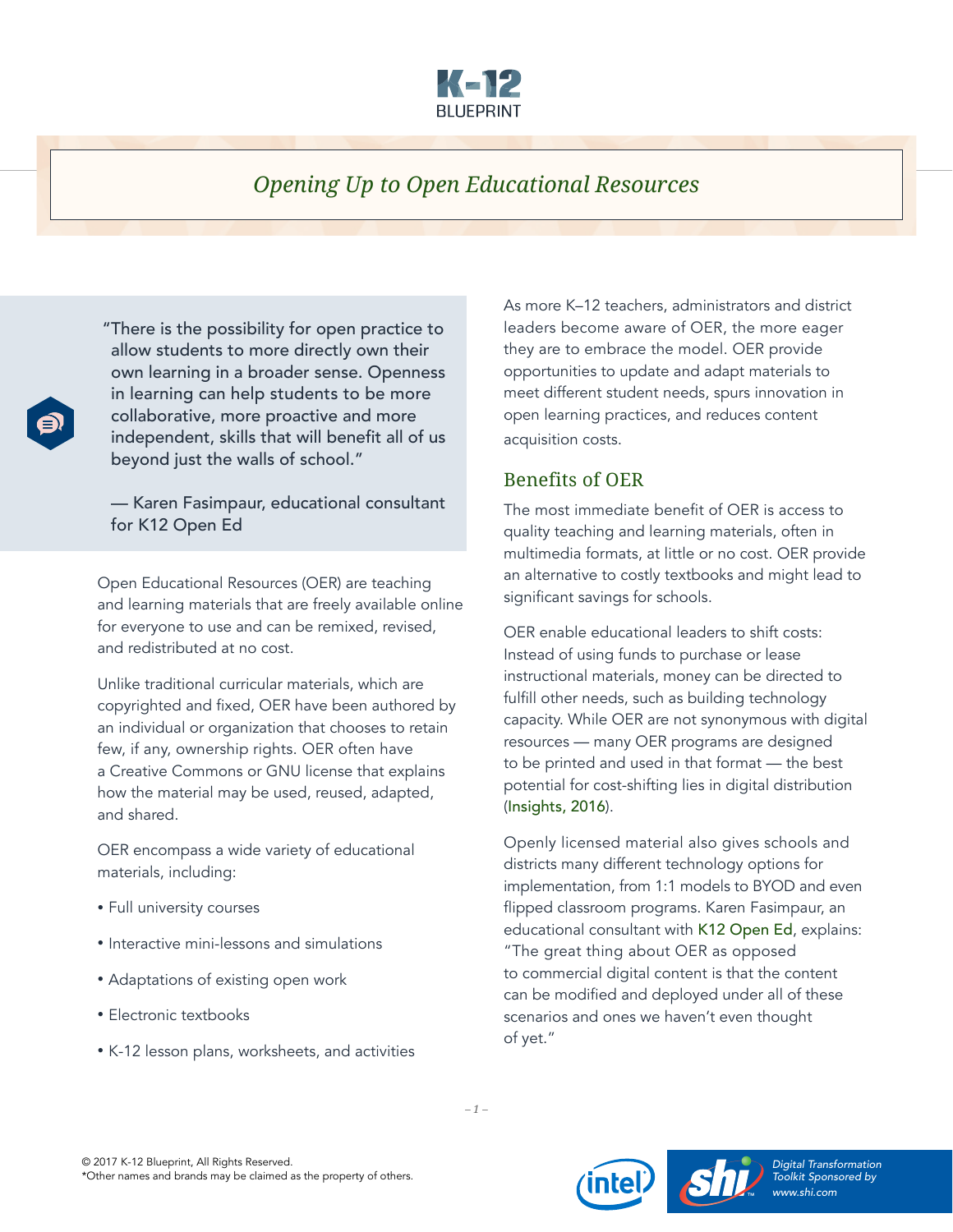# Opening Up to Open Educational Resources

> "There is the possibility for open practice to allow students to more directly own their own learning in a broader sense. Openness in learning can help students to be more collaborative, more proactive and more independent, skills that will benefit all of us beyond just the walls of school."
>
> — Karen Fasimpaur, educational consultant for K12 Open Ed

Open Educational Resources (OER) are teaching and learning materials that are freely available online for everyone to use and can be remixed, revised, and redistributed at no cost.

Unlike traditional curricular materials, which are copyrighted and fixed, OER have been authored by an individual or organization that chooses to retain few, if any, ownership rights. OER often have a Creative Commons or GNU license that explains how the material may be used, reused, adapted, and shared.

OER encompass a wide variety of educational materials, including:

- Full university courses
- Interactive mini-lessons and simulations
- Adaptations of existing open work
- Electronic textbooks
- K-12 lesson plans, worksheets, and activities

As more K–12 teachers, administrators and district leaders become aware of OER, the more eager they are to embrace the model. OER provide opportunities to update and adapt materials to meet different student needs, spurs innovation in open learning practices, and reduces content acquisition costs.

## Benefits of OER

The most immediate benefit of OER is access to quality teaching and learning materials, often in multimedia formats, at little or no cost. OER provide an alternative to costly textbooks and might lead to significant savings for schools.

OER enable educational leaders to shift costs: Instead of using funds to purchase or lease instructional materials, money can be directed to fulfill other needs, such as building technology capacity. While OER are not synonymous with digital resources — many OER programs are designed to be printed and used in that format — the best potential for cost-shifting lies in digital distribution (Insights, 2016).

Openly licensed material also gives schools and districts many different technology options for implementation, from 1:1 models to BYOD and even flipped classroom programs. Karen Fasimpaur, an educational consultant with K12 Open Ed, explains: "The great thing about OER as opposed to commercial digital content is that the content can be modified and deployed under all of these scenarios and ones we haven't even thought of yet."

© 2017 K-12 Blueprint, All Rights Reserved.
*Other names and brands may be claimed as the property of others.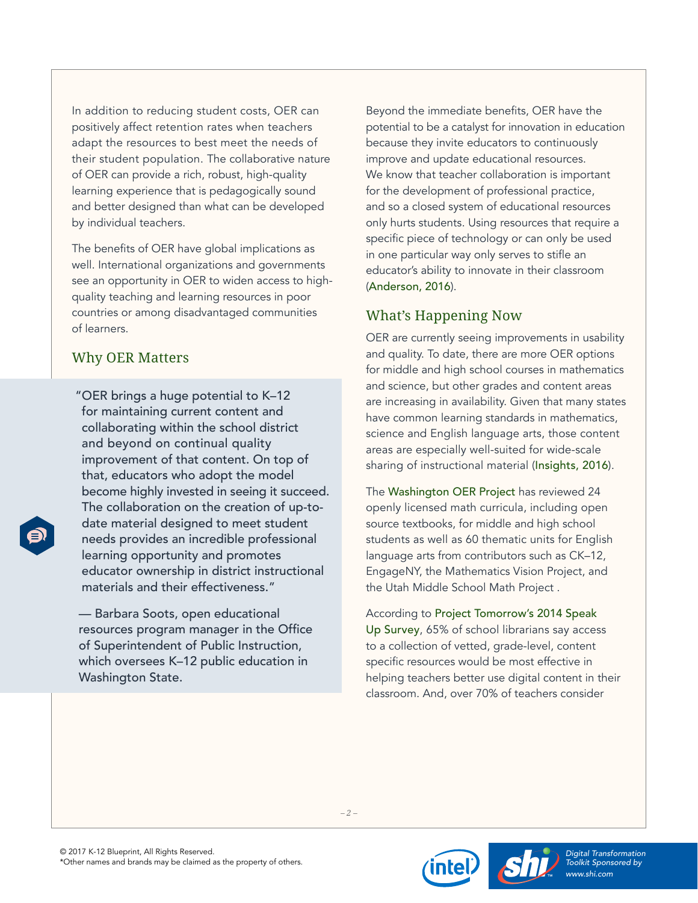In addition to reducing student costs, OER can positively affect retention rates when teachers adapt the resources to best meet the needs of their student population. The collaborative nature of OER can provide a rich, robust, high-quality learning experience that is pedagogically sound and better designed than what can be developed by individual teachers.

The benefits of OER have global implications as well. International organizations and governments see an opportunity in OER to widen access to high-quality teaching and learning resources in poor countries or among disadvantaged communities of learners.

## Why OER Matters

> "OER brings a huge potential to K–12 for maintaining current content and collaborating within the school district and beyond on continual quality improvement of that content. On top of that, educators who adopt the model become highly invested in seeing it succeed. The collaboration on the creation of up-to-date material designed to meet student needs provides an incredible professional learning opportunity and promotes educator ownership in district instructional materials and their effectiveness."
>
> — Barbara Soots, open educational resources program manager in the Office of Superintendent of Public Instruction, which oversees K–12 public education in Washington State.

Beyond the immediate benefits, OER have the potential to be a catalyst for innovation in education because they invite educators to continuously improve and update educational resources. We know that teacher collaboration is important for the development of professional practice, and so a closed system of educational resources only hurts students. Using resources that require a specific piece of technology or can only be used in one particular way only serves to stifle an educator's ability to innovate in their classroom (Anderson, 2016).

## What's Happening Now

OER are currently seeing improvements in usability and quality. To date, there are more OER options for middle and high school courses in mathematics and science, but other grades and content areas are increasing in availability. Given that many states have common learning standards in mathematics, science and English language arts, those content areas are especially well-suited for wide-scale sharing of instructional material (Insights, 2016).

The Washington OER Project has reviewed 24 openly licensed math curricula, including open source textbooks, for middle and high school students as well as 60 thematic units for English language arts from contributors such as CK–12, EngageNY, the Mathematics Vision Project, and the Utah Middle School Math Project .

According to Project Tomorrow's 2014 Speak Up Survey, 65% of school librarians say access to a collection of vetted, grade-level, content specific resources would be most effective in helping teachers better use digital content in their classroom. And, over 70% of teachers consider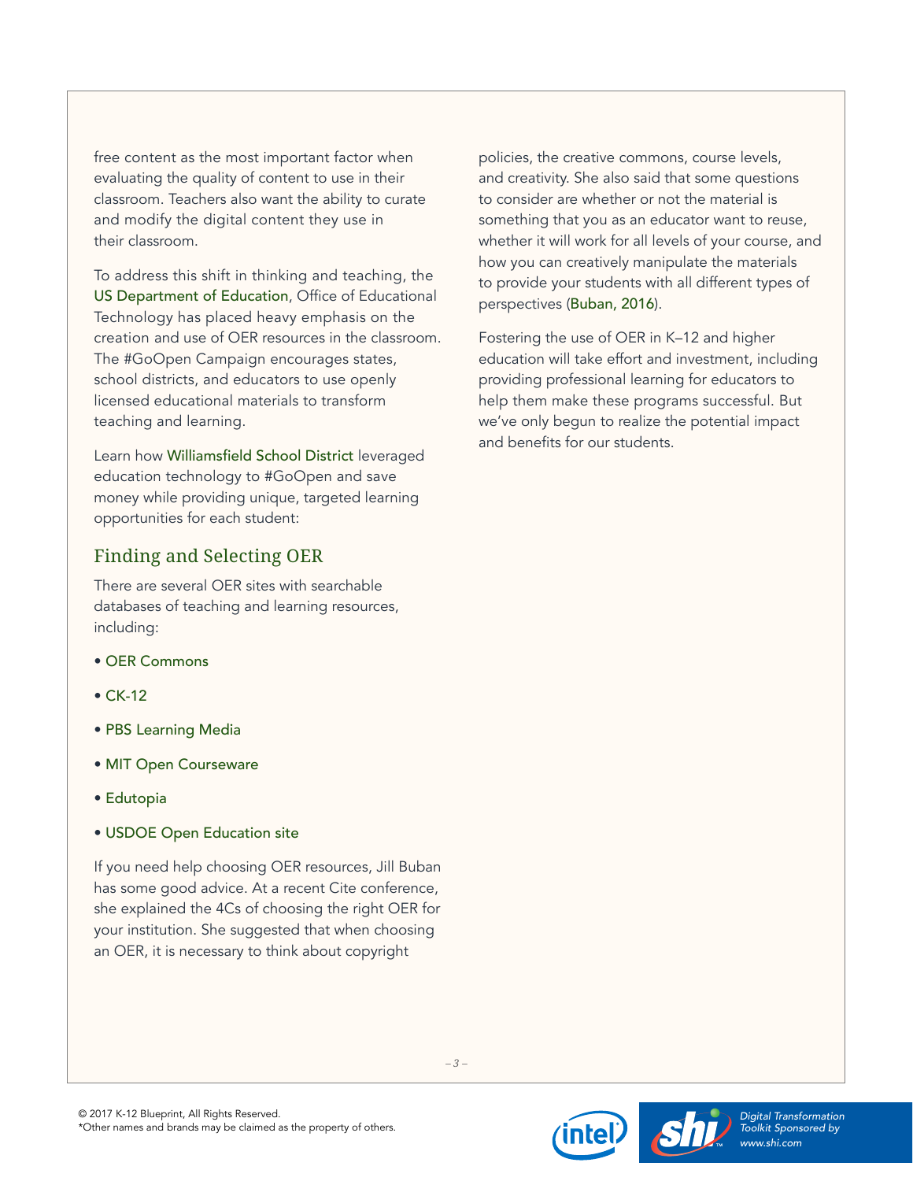free content as the most important factor when evaluating the quality of content to use in their classroom. Teachers also want the ability to curate and modify the digital content they use in their classroom.

To address this shift in thinking and teaching, the US Department of Education, Office of Educational Technology has placed heavy emphasis on the creation and use of OER resources in the classroom. The #GoOpen Campaign encourages states, school districts, and educators to use openly licensed educational materials to transform teaching and learning.

Learn how Williamsfield School District leveraged education technology to #GoOpen and save money while providing unique, targeted learning opportunities for each student:

## Finding and Selecting OER

There are several OER sites with searchable databases of teaching and learning resources, including:

- OER Commons
- CK-12
- PBS Learning Media
- MIT Open Courseware
- Edutopia
- USDOE Open Education site

If you need help choosing OER resources, Jill Buban has some good advice. At a recent Cite conference, she explained the 4Cs of choosing the right OER for your institution. She suggested that when choosing an OER, it is necessary to think about copyright policies, the creative commons, course levels, and creativity. She also said that some questions to consider are whether or not the material is something that you as an educator want to reuse, whether it will work for all levels of your course, and how you can creatively manipulate the materials to provide your students with all different types of perspectives (Buban, 2016).

Fostering the use of OER in K–12 and higher education will take effort and investment, including providing professional learning for educators to help them make these programs successful. But we've only begun to realize the potential impact and benefits for our students.